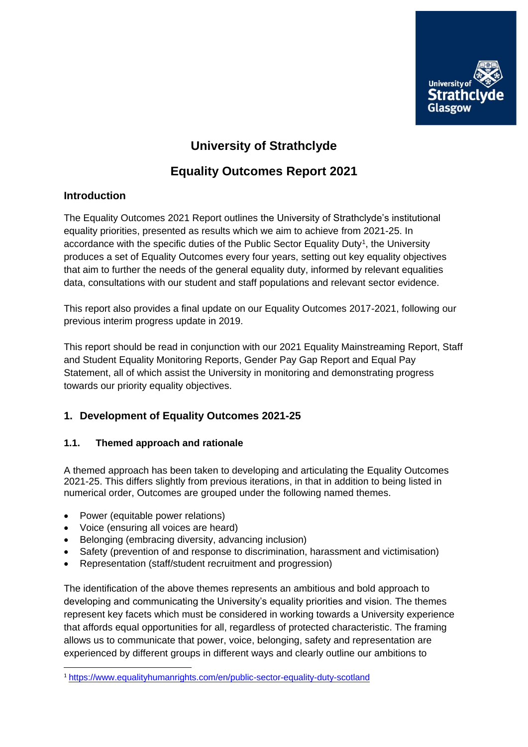# University of Strathclyde

# Equality Outcomes Report 2021

## Introduction

The Equality Outcomes 2021 Report outlines the University of Strathclyde's institutional equality priorities, presented as results which we aim to achieve from 2021-25. In accordance with the specific duties of the Public Sector Equality Duty[1], the University produces a set of Equality Outcomes every four years, setting out key equality objectives that aim to further the needs of the general equality duty, informed by relevant equalities data, consultations with our student and staff populations and relevant sector evidence.

This report also provides a final update on our Equality Outcomes 2017-2021, following our previous interim progress update in 2019.

This report should be read in conjunction with our 2021 Equality Mainstreaming Report, Staff and Student Equality Monitoring Reports, Gender Pay Gap Report and Equal Pay Statement, all of which assist the University in monitoring and demonstrating progress towards our priority equality objectives.

## 1. Development of Equality Outcomes 2021-25

### 1.1. Themed approach and rationale

A themed approach has been taken to developing and articulating the Equality Outcomes 2021-25. This differs slightly from previous iterations, in that in addition to being listed in numerical order, Outcomes are grouped under the following named themes.

- Power (equitable power relations)
- Voice (ensuring all voices are heard)
- Belonging (embracing diversity, advancing inclusion)
- Safety (prevention of and response to discrimination, harassment and victimisation)
- Representation (staff/student recruitment and progression)

The identification of the above themes represents an ambitious and bold approach to developing and communicating the University's equality priorities and vision. The themes represent key facets which must be considered in working towards a University experience that affords equal opportunities for all, regardless of protected characteristic. The framing allows us to communicate that power, voice, belonging, safety and representation are experienced by different groups in different ways and clearly outline our ambitions to

[1] https://www.equalityhumanrights.com/en/public-sector-equality-duty-scotland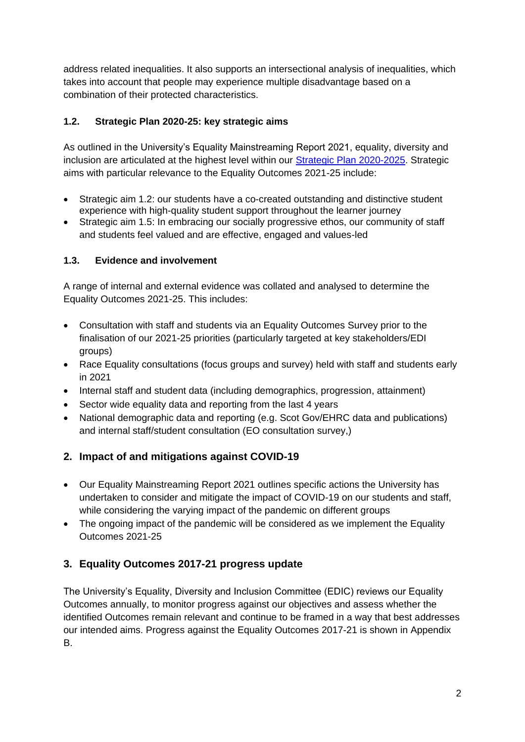address related inequalities. It also supports an intersectional analysis of inequalities, which takes into account that people may experience multiple disadvantage based on a combination of their protected characteristics.

### 1.2. Strategic Plan 2020-25: key strategic aims

As outlined in the University's Equality Mainstreaming Report 2021, equality, diversity and inclusion are articulated at the highest level within our Strategic Plan 2020-2025. Strategic aims with particular relevance to the Equality Outcomes 2021-25 include:

- Strategic aim 1.2: our students have a co-created outstanding and distinctive student experience with high-quality student support throughout the learner journey
- Strategic aim 1.5: In embracing our socially progressive ethos, our community of staff and students feel valued and are effective, engaged and values-led

### 1.3. Evidence and involvement

A range of internal and external evidence was collated and analysed to determine the Equality Outcomes 2021-25. This includes:

- Consultation with staff and students via an Equality Outcomes Survey prior to the finalisation of our 2021-25 priorities (particularly targeted at key stakeholders/EDI groups)
- Race Equality consultations (focus groups and survey) held with staff and students early in 2021
- Internal staff and student data (including demographics, progression, attainment)
- Sector wide equality data and reporting from the last 4 years
- National demographic data and reporting (e.g. Scot Gov/EHRC data and publications) and internal staff/student consultation (EO consultation survey,)

## 2. Impact of and mitigations against COVID-19

- Our Equality Mainstreaming Report 2021 outlines specific actions the University has undertaken to consider and mitigate the impact of COVID-19 on our students and staff, while considering the varying impact of the pandemic on different groups
- The ongoing impact of the pandemic will be considered as we implement the Equality Outcomes 2021-25

## 3. Equality Outcomes 2017-21 progress update

The University's Equality, Diversity and Inclusion Committee (EDIC) reviews our Equality Outcomes annually, to monitor progress against our objectives and assess whether the identified Outcomes remain relevant and continue to be framed in a way that best addresses our intended aims. Progress against the Equality Outcomes 2017-21 is shown in Appendix B.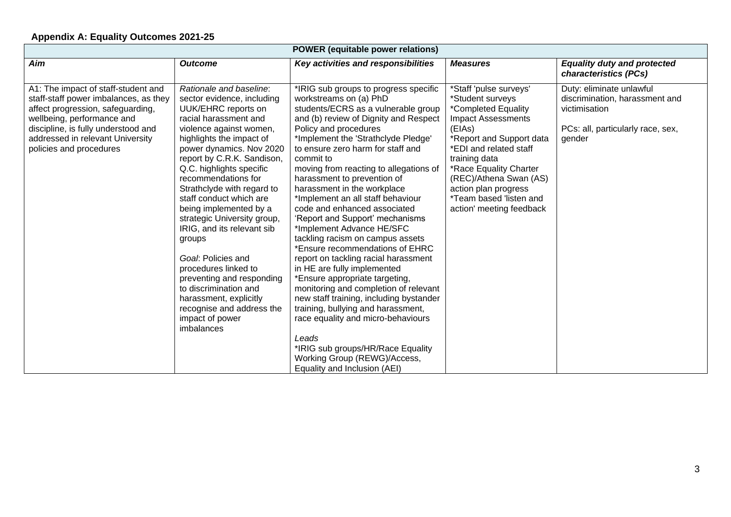**Appendix A: Equality Outcomes 2021-25**

| POWER (equitable power relations) | | | | |
|---|---|---|---|---|
| ***Aim*** | ***Outcome*** | ***Key activities and responsibilities*** | ***Measures*** | ***Equality duty and protected characteristics (PCs)*** |
| A1: The impact of staff-student and staff-staff power imbalances, as they affect progression, safeguarding, wellbeing, performance and discipline, is fully understood and addressed in relevant University policies and procedures | *Rationale and baseline*: sector evidence, including UUK/EHRC reports on racial harassment and violence against women, highlights the impact of power dynamics. Nov 2020 report by C.R.K. Sandison, Q.C. highlights specific recommendations for Strathclyde with regard to staff conduct which are being implemented by a strategic University group, IRIG, and its relevant sib groups<br><br>*Goal*: Policies and procedures linked to preventing and responding to discrimination and harassment, explicitly recognise and address the impact of power imbalances | *IRIG sub groups to progress specific workstreams on (a) PhD students/ECRS as a vulnerable group and (b) review of Dignity and Respect Policy and procedures<br>*Implement the 'Strathclyde Pledge' to ensure zero harm for staff and commit to moving from reacting to allegations of harassment to prevention of harassment in the workplace<br>*Implement an all staff behaviour code and enhanced associated 'Report and Support' mechanisms<br>*Implement Advance HE/SFC tackling racism on campus assets<br>*Ensure recommendations of EHRC report on tackling racial harassment in HE are fully implemented<br>*Ensure appropriate targeting, monitoring and completion of relevant new staff training, including bystander training, bullying and harassment, race equality and micro-behaviours<br><br>*Leads*<br>*IRIG sub groups/HR/Race Equality Working Group (REWG)/Access, Equality and Inclusion (AEI) | *Staff 'pulse surveys'<br>*Student surveys<br>*Completed Equality Impact Assessments (EIAs)<br>*Report and Support data<br>*EDI and related staff training data<br>*Race Equality Charter (REC)/Athena Swan (AS) action plan progress<br>*Team based 'listen and action' meeting feedback | Duty: eliminate unlawful discrimination, harassment and victimisation<br><br>PCs: all, particularly race, sex, gender |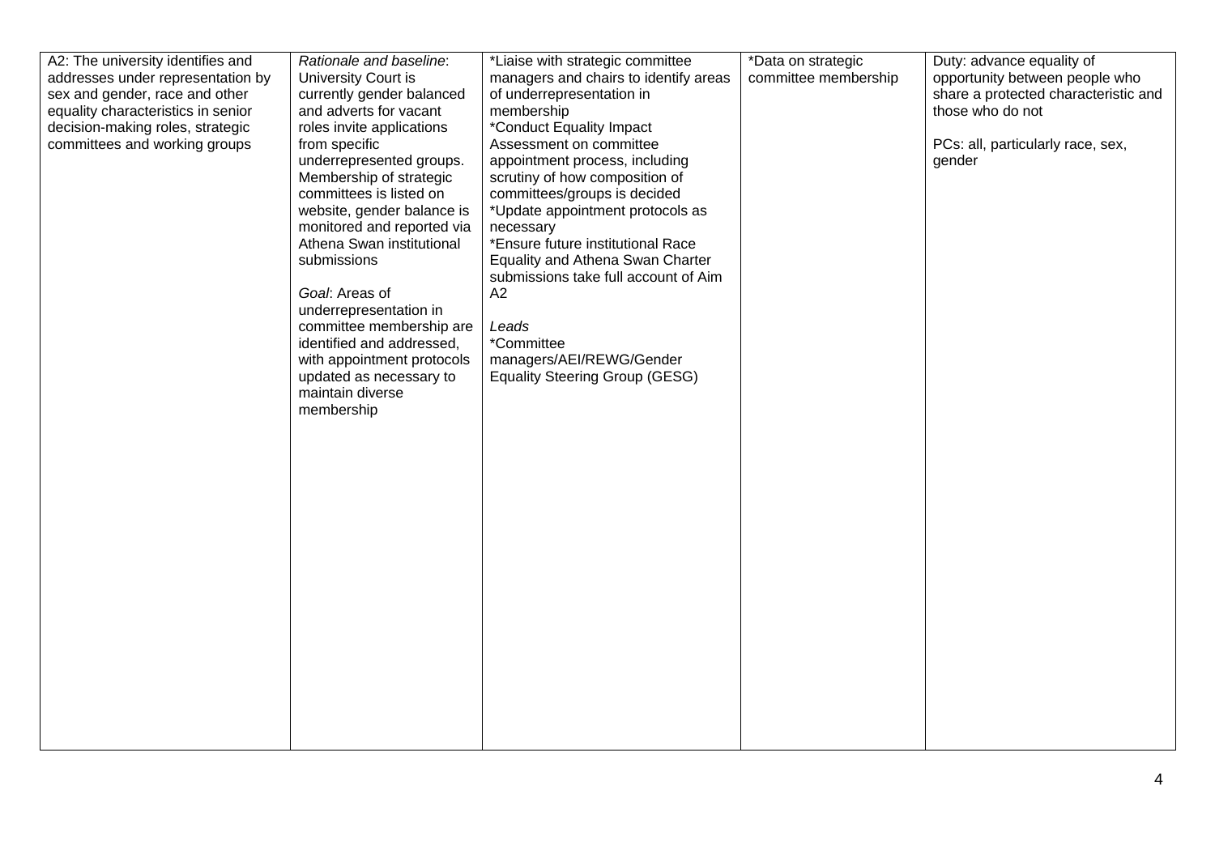| | | | | |
|---|---|---|---|---|
| A2: The university identifies and addresses under representation by sex and gender, race and other equality characteristics in senior decision-making roles, strategic committees and working groups | *Rationale and baseline*: University Court is currently gender balanced and adverts for vacant roles invite applications from specific underrepresented groups. Membership of strategic committees is listed on website, gender balance is monitored and reported via Athena Swan institutional submissions<br><br>*Goal*: Areas of underrepresentation in committee membership are identified and addressed, with appointment protocols updated as necessary to maintain diverse membership | *Liaise with strategic committee managers and chairs to identify areas of underrepresentation in membership<br>*Conduct Equality Impact Assessment on committee appointment process, including scrutiny of how composition of committees/groups is decided<br>*Update appointment protocols as necessary<br>*Ensure future institutional Race Equality and Athena Swan Charter submissions take full account of Aim A2<br><br>*Leads*<br>*Committee managers/AEI/REWG/Gender Equality Steering Group (GESG) | *Data on strategic committee membership | Duty: advance equality of opportunity between people who share a protected characteristic and those who do not<br><br>PCs: all, particularly race, sex, gender |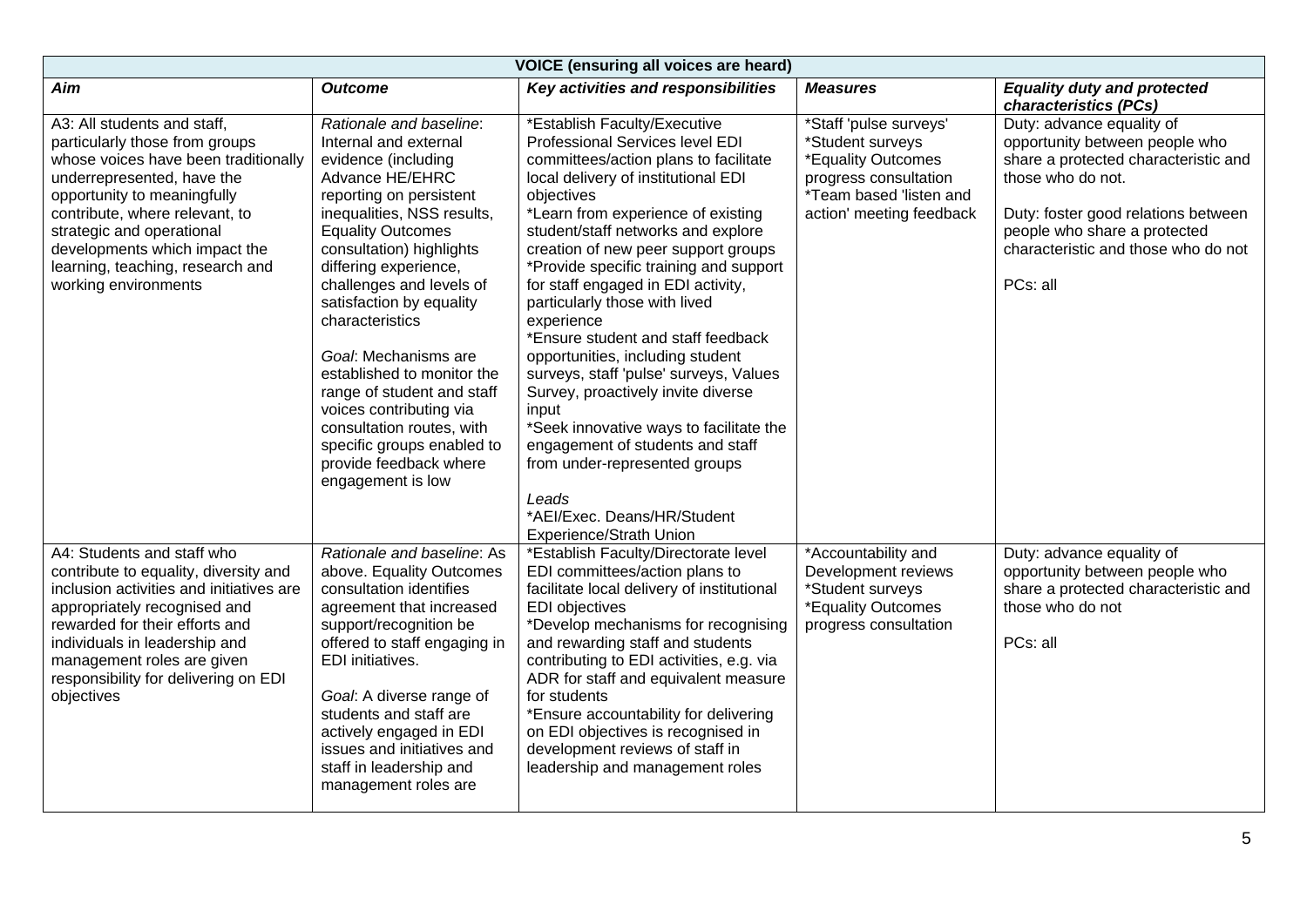| VOICE (ensuring all voices are heard) | | | | |
|---|---|---|---|---|
| ***Aim*** | ***Outcome*** | ***Key activities and responsibilities*** | ***Measures*** | ***Equality duty and protected characteristics (PCs)*** |
| A3: All students and staff, particularly those from groups whose voices have been traditionally underrepresented, have the opportunity to meaningfully contribute, where relevant, to strategic and operational developments which impact the learning, teaching, research and working environments | *Rationale and baseline*: Internal and external evidence (including Advance HE/EHRC reporting on persistent inequalities, NSS results, Equality Outcomes consultation) highlights differing experience, challenges and levels of satisfaction by equality characteristics<br><br>*Goal*: Mechanisms are established to monitor the range of student and staff voices contributing via consultation routes, with specific groups enabled to provide feedback where engagement is low | *Establish Faculty/Executive Professional Services level EDI committees/action plans to facilitate local delivery of institutional EDI objectives<br>*Learn from experience of existing student/staff networks and explore creation of new peer support groups<br>*Provide specific training and support for staff engaged in EDI activity, particularly those with lived experience<br>*Ensure student and staff feedback opportunities, including student surveys, staff 'pulse' surveys, Values Survey, proactively invite diverse input<br>*Seek innovative ways to facilitate the engagement of students and staff from under-represented groups<br><br>*Leads*<br>*AEI/Exec. Deans/HR/Student Experience/Strath Union | *Staff 'pulse surveys'<br>*Student surveys<br>*Equality Outcomes progress consultation<br>*Team based 'listen and action' meeting feedback | Duty: advance equality of opportunity between people who share a protected characteristic and those who do not.<br><br>Duty: foster good relations between people who share a protected characteristic and those who do not<br><br>PCs: all |
| A4: Students and staff who contribute to equality, diversity and inclusion activities and initiatives are appropriately recognised and rewarded for their efforts and individuals in leadership and management roles are given responsibility for delivering on EDI objectives | *Rationale and baseline*: As above. Equality Outcomes consultation identifies agreement that increased support/recognition be offered to staff engaging in EDI initiatives.<br><br>*Goal*: A diverse range of students and staff are actively engaged in EDI issues and initiatives and staff in leadership and management roles are | *Establish Faculty/Directorate level EDI committees/action plans to facilitate local delivery of institutional EDI objectives<br>*Develop mechanisms for recognising and rewarding staff and students contributing to EDI activities, e.g. via ADR for staff and equivalent measure for students<br>*Ensure accountability for delivering on EDI objectives is recognised in development reviews of staff in leadership and management roles | *Accountability and Development reviews<br>*Student surveys<br>*Equality Outcomes progress consultation | Duty: advance equality of opportunity between people who share a protected characteristic and those who do not<br><br>PCs: all |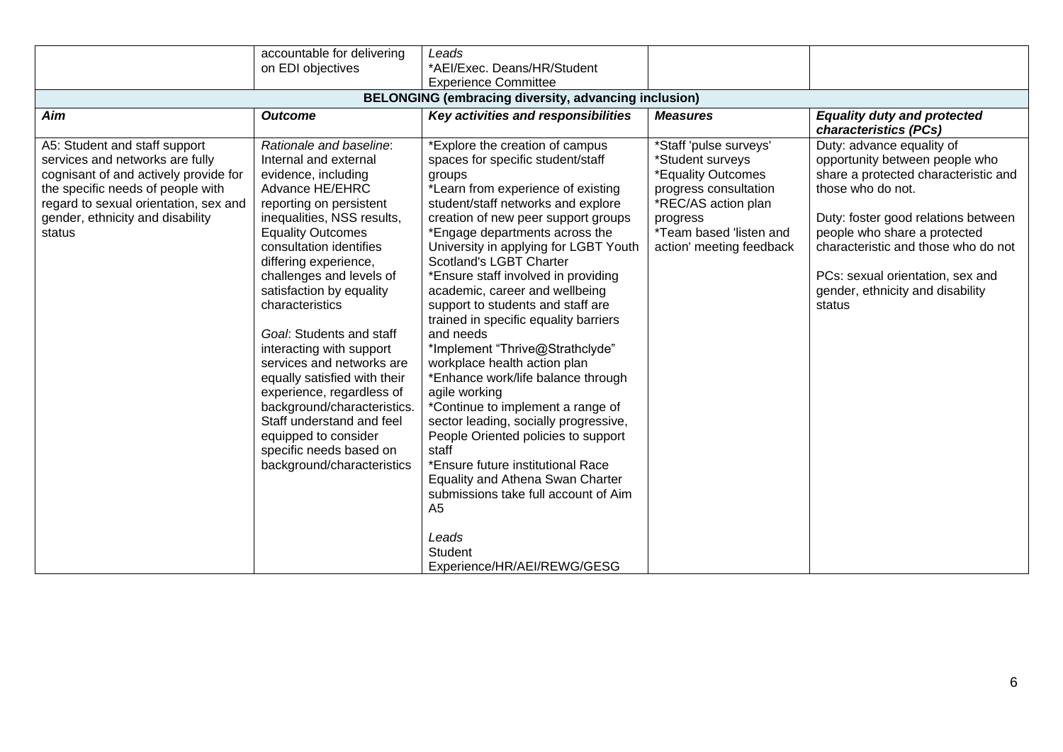| | accountable for delivering on EDI objectives | *Leads*<br>*AEI/Exec. Deans/HR/Student Experience Committee | | |
|---|---|---|---|---|
| **BELONGING (embracing diversity, advancing inclusion)** | | | | |
| ***Aim*** | ***Outcome*** | ***Key activities and responsibilities*** | ***Measures*** | ***Equality duty and protected characteristics (PCs)*** |
| A5: Student and staff support services and networks are fully cognisant of and actively provide for the specific needs of people with regard to sexual orientation, sex and gender, ethnicity and disability status | *Rationale and baseline*: Internal and external evidence, including Advance HE/EHRC reporting on persistent inequalities, NSS results, Equality Outcomes consultation identifies differing experience, challenges and levels of satisfaction by equality characteristics<br><br>*Goal*: Students and staff interacting with support services and networks are equally satisfied with their experience, regardless of background/characteristics. Staff understand and feel equipped to consider specific needs based on background/characteristics | *Explore the creation of campus spaces for specific student/staff groups<br>*Learn from experience of existing student/staff networks and explore creation of new peer support groups<br>*Engage departments across the University in applying for LGBT Youth Scotland's LGBT Charter<br>*Ensure staff involved in providing academic, career and wellbeing support to students and staff are trained in specific equality barriers and needs<br>*Implement "Thrive@Strathclyde" workplace health action plan<br>*Enhance work/life balance through agile working<br>*Continue to implement a range of sector leading, socially progressive, People Oriented policies to support staff<br>*Ensure future institutional Race Equality and Athena Swan Charter submissions take full account of Aim A5<br><br>*Leads*<br>Student Experience/HR/AEI/REWG/GESG | *Staff 'pulse surveys'<br>*Student surveys<br>*Equality Outcomes progress consultation<br>*REC/AS action plan progress<br>*Team based 'listen and action' meeting feedback | Duty: advance equality of opportunity between people who share a protected characteristic and those who do not.<br><br>Duty: foster good relations between people who share a protected characteristic and those who do not<br><br>PCs: sexual orientation, sex and gender, ethnicity and disability status |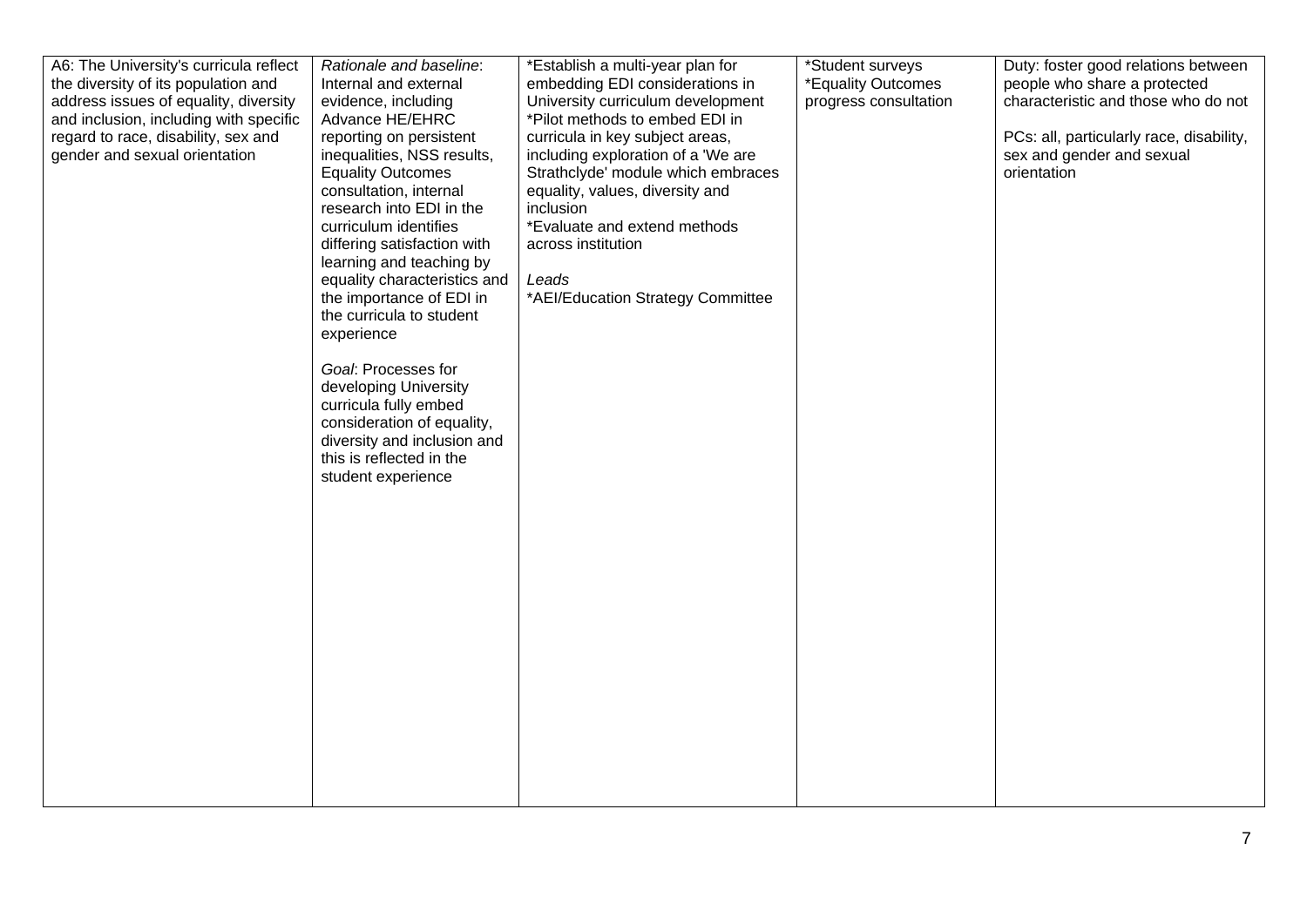| | | | | |
|---|---|---|---|---|
| A6: The University's curricula reflect the diversity of its population and address issues of equality, diversity and inclusion, including with specific regard to race, disability, sex and gender and sexual orientation | *Rationale and baseline*: Internal and external evidence, including Advance HE/EHRC reporting on persistent inequalities, NSS results, Equality Outcomes consultation, internal research into EDI in the curriculum identifies differing satisfaction with learning and teaching by equality characteristics and the importance of EDI in the curricula to student experience<br><br>*Goal*: Processes for developing University curricula fully embed consideration of equality, diversity and inclusion and this is reflected in the student experience | *Establish a multi-year plan for embedding EDI considerations in University curriculum development<br>*Pilot methods to embed EDI in curricula in key subject areas, including exploration of a 'We are Strathclyde' module which embraces equality, values, diversity and inclusion<br>*Evaluate and extend methods across institution<br><br>*Leads*<br>*AEI/Education Strategy Committee | *Student surveys<br>*Equality Outcomes progress consultation | Duty: foster good relations between people who share a protected characteristic and those who do not<br><br>PCs: all, particularly race, disability, sex and gender and sexual orientation |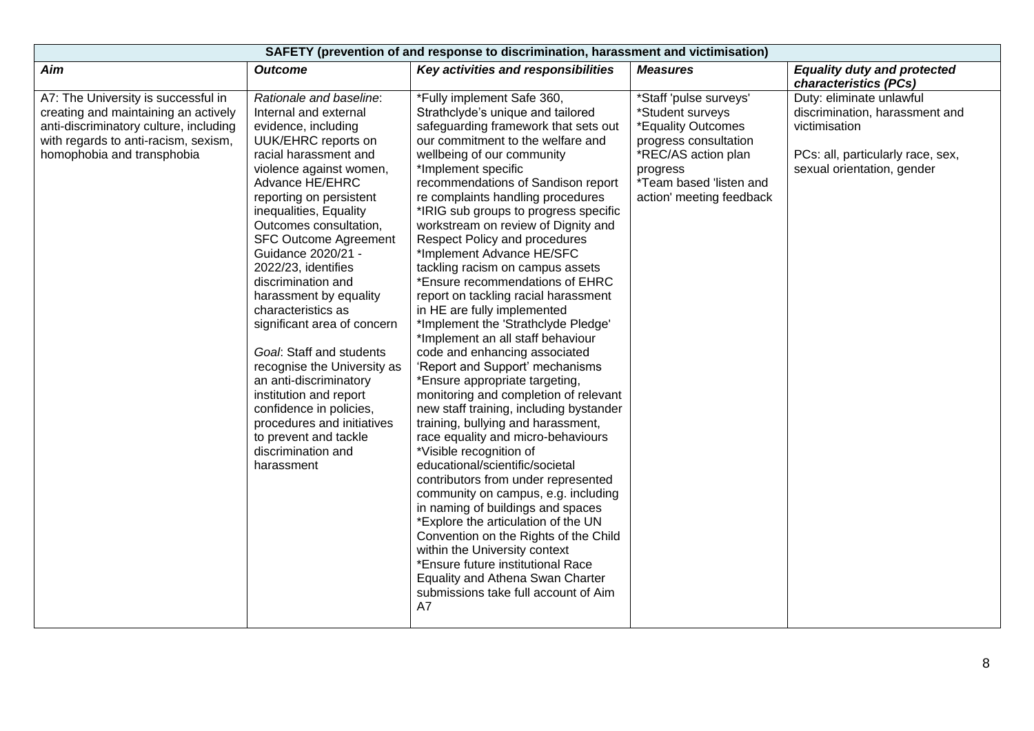| SAFETY (prevention of and response to discrimination, harassment and victimisation) | | | | |
|---|---|---|---|---|
| ***Aim*** | ***Outcome*** | ***Key activities and responsibilities*** | ***Measures*** | ***Equality duty and protected characteristics (PCs)*** |
| A7: The University is successful in creating and maintaining an actively anti-discriminatory culture, including with regards to anti-racism, sexism, homophobia and transphobia | *Rationale and baseline*: Internal and external evidence, including UUK/EHRC reports on racial harassment and violence against women, Advance HE/EHRC reporting on persistent inequalities, Equality Outcomes consultation, SFC Outcome Agreement Guidance 2020/21 - 2022/23, identifies discrimination and harassment by equality characteristics as significant area of concern<br><br>*Goal*: Staff and students recognise the University as an anti-discriminatory institution and report confidence in policies, procedures and initiatives to prevent and tackle discrimination and harassment | *Fully implement Safe 360, Strathclyde's unique and tailored safeguarding framework that sets out our commitment to the welfare and wellbeing of our community<br>*Implement specific recommendations of Sandison report re complaints handling procedures<br>*IRIG sub groups to progress specific workstream on review of Dignity and Respect Policy and procedures<br>*Implement Advance HE/SFC tackling racism on campus assets<br>*Ensure recommendations of EHRC report on tackling racial harassment in HE are fully implemented<br>*Implement the 'Strathclyde Pledge'<br>*Implement an all staff behaviour code and enhancing associated 'Report and Support' mechanisms<br>*Ensure appropriate targeting, monitoring and completion of relevant new staff training, including bystander training, bullying and harassment, race equality and micro-behaviours<br>*Visible recognition of educational/scientific/societal contributors from under represented community on campus, e.g. including in naming of buildings and spaces<br>*Explore the articulation of the UN Convention on the Rights of the Child within the University context<br>*Ensure future institutional Race Equality and Athena Swan Charter submissions take full account of Aim A7 | *Staff 'pulse surveys'<br>*Student surveys<br>*Equality Outcomes progress consultation<br>*REC/AS action plan progress<br>*Team based 'listen and action' meeting feedback | Duty: eliminate unlawful discrimination, harassment and victimisation<br><br>PCs: all, particularly race, sex, sexual orientation, gender |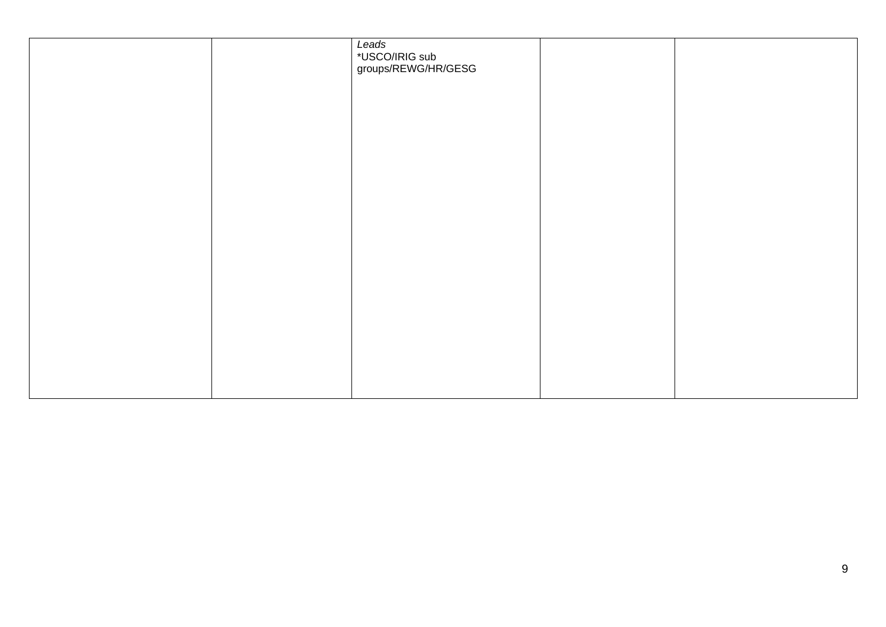| | | | | |
|---|---|---|---|---|
| | | *Leads*<br>*USCO/IRIG sub groups/REWG/HR/GESG | | |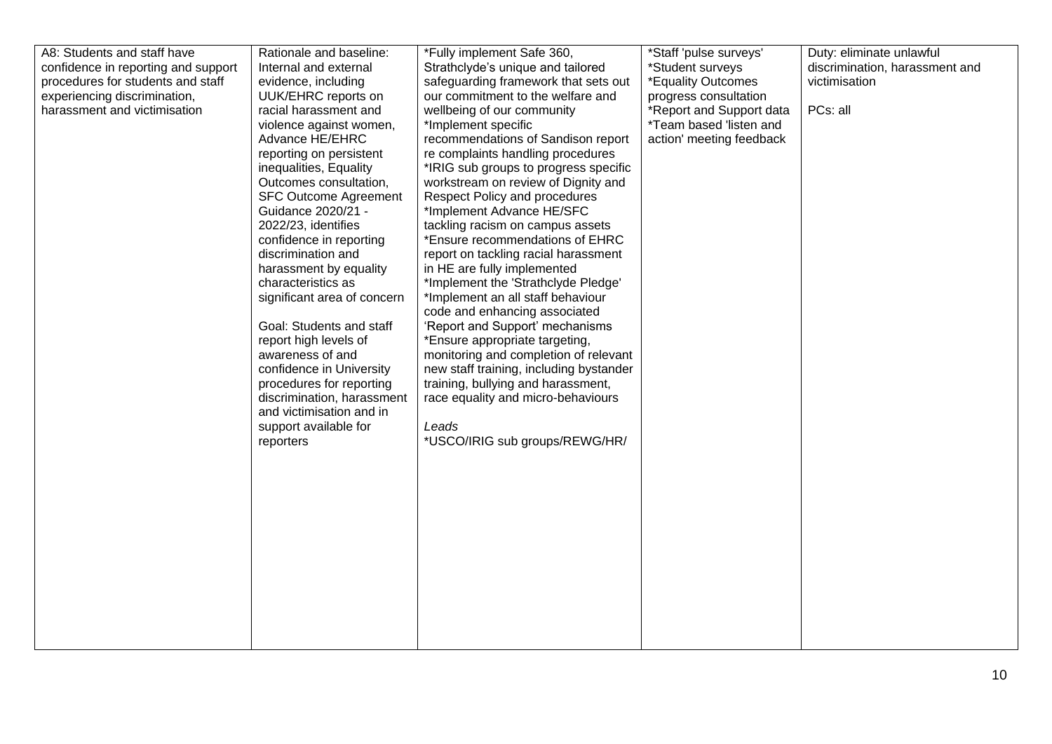| A8: Students and staff have confidence in reporting and support procedures for students and staff experiencing discrimination, harassment and victimisation | Rationale and baseline: Internal and external evidence, including UUK/EHRC reports on racial harassment and violence against women, Advance HE/EHRC reporting on persistent inequalities, Equality Outcomes consultation, SFC Outcome Agreement Guidance 2020/21 - 2022/23, identifies confidence in reporting discrimination and harassment by equality characteristics as significant area of concern<br><br>Goal: Students and staff report high levels of awareness of and confidence in University procedures for reporting discrimination, harassment and victimisation and in support available for reporters | *Fully implement Safe 360, Strathclyde's unique and tailored safeguarding framework that sets out our commitment to the welfare and wellbeing of our community<br>*Implement specific recommendations of Sandison report re complaints handling procedures<br>*IRIG sub groups to progress specific workstream on review of Dignity and Respect Policy and procedures<br>*Implement Advance HE/SFC tackling racism on campus assets<br>*Ensure recommendations of EHRC report on tackling racial harassment in HE are fully implemented<br>*Implement the 'Strathclyde Pledge'<br>*Implement an all staff behaviour code and enhancing associated 'Report and Support' mechanisms<br>*Ensure appropriate targeting, monitoring and completion of relevant new staff training, including bystander training, bullying and harassment, race equality and micro-behaviours<br><br>*Leads*<br>*USCO/IRIG sub groups/REWG/HR/ | *Staff 'pulse surveys'<br>*Student surveys<br>*Equality Outcomes progress consultation<br>*Report and Support data<br>*Team based 'listen and action' meeting feedback | Duty: eliminate unlawful discrimination, harassment and victimisation<br><br>PCs: all |
|---|---|---|---|---|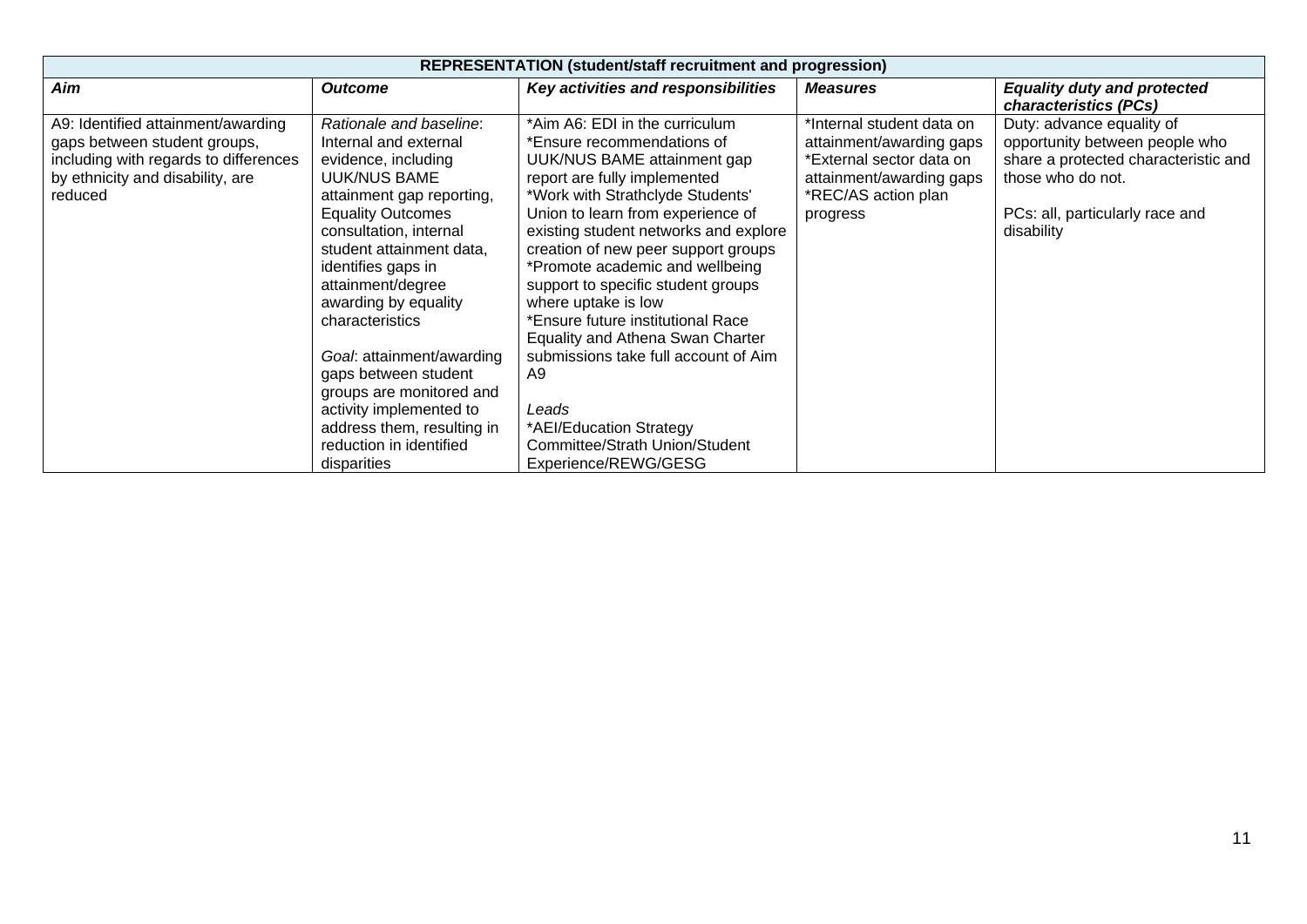| REPRESENTATION (student/staff recruitment and progression) | | | | |
|---|---|---|---|---|
| ***Aim*** | ***Outcome*** | ***Key activities and responsibilities*** | ***Measures*** | ***Equality duty and protected characteristics (PCs)*** |
| A9: Identified attainment/awarding gaps between student groups, including with regards to differences by ethnicity and disability, are reduced | *Rationale and baseline*: Internal and external evidence, including UUK/NUS BAME attainment gap reporting, Equality Outcomes consultation, internal student attainment data, identifies gaps in attainment/degree awarding by equality characteristics<br><br>*Goal*: attainment/awarding gaps between student groups are monitored and activity implemented to address them, resulting in reduction in identified disparities | *Aim A6: EDI in the curriculum<br>*Ensure recommendations of UUK/NUS BAME attainment gap report are fully implemented<br>*Work with Strathclyde Students' Union to learn from experience of existing student networks and explore creation of new peer support groups<br>*Promote academic and wellbeing support to specific student groups where uptake is low<br>*Ensure future institutional Race Equality and Athena Swan Charter submissions take full account of Aim A9<br><br>*Leads*<br>*AEI/Education Strategy Committee/Strath Union/Student Experience/REWG/GESG | *Internal student data on attainment/awarding gaps<br>*External sector data on attainment/awarding gaps<br>*REC/AS action plan progress | Duty: advance equality of opportunity between people who share a protected characteristic and those who do not.<br><br>PCs: all, particularly race and disability |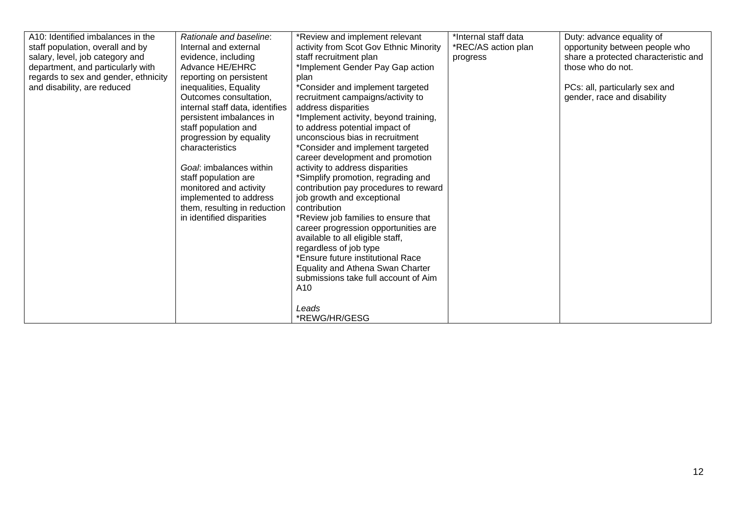| | | | | |
|---|---|---|---|---|
| A10: Identified imbalances in the staff population, overall and by salary, level, job category and department, and particularly with regards to sex and gender, ethnicity and disability, are reduced | *Rationale and baseline*: Internal and external evidence, including Advance HE/EHRC reporting on persistent inequalities, Equality Outcomes consultation, internal staff data, identifies persistent imbalances in staff population and progression by equality characteristics<br><br>*Goal*: imbalances within staff population are monitored and activity implemented to address them, resulting in reduction in identified disparities | *Review and implement relevant activity from Scot Gov Ethnic Minority staff recruitment plan<br>*Implement Gender Pay Gap action plan<br>*Consider and implement targeted recruitment campaigns/activity to address disparities<br>*Implement activity, beyond training, to address potential impact of unconscious bias in recruitment<br>*Consider and implement targeted career development and promotion activity to address disparities<br>*Simplify promotion, regrading and contribution pay procedures to reward job growth and exceptional contribution<br>*Review job families to ensure that career progression opportunities are available to all eligible staff, regardless of job type<br>*Ensure future institutional Race Equality and Athena Swan Charter submissions take full account of Aim A10<br><br>*Leads*<br>*REWG/HR/GESG | *Internal staff data<br>*REC/AS action plan progress | Duty: advance equality of opportunity between people who share a protected characteristic and those who do not.<br><br>PCs: all, particularly sex and gender, race and disability |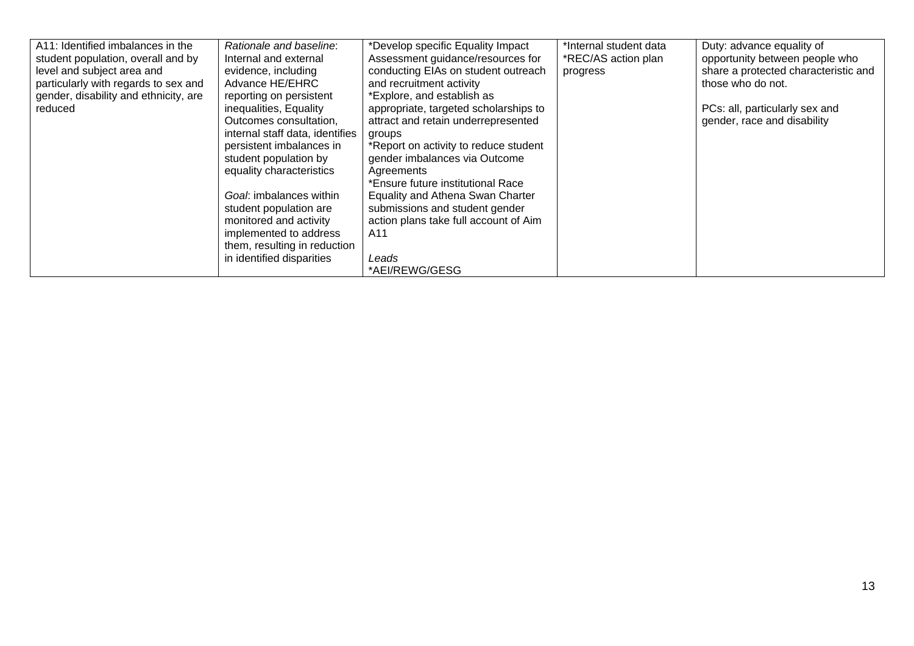| | | | | |
|---|---|---|---|---|
| A11: Identified imbalances in the student population, overall and by level and subject area and particularly with regards to sex and gender, disability and ethnicity, are reduced | *Rationale and baseline*: Internal and external evidence, including Advance HE/EHRC reporting on persistent inequalities, Equality Outcomes consultation, internal staff data, identifies persistent imbalances in student population by equality characteristics<br><br>*Goal*: imbalances within student population are monitored and activity implemented to address them, resulting in reduction in identified disparities | *Develop specific Equality Impact Assessment guidance/resources for conducting EIAs on student outreach and recruitment activity<br>*Explore, and establish as appropriate, targeted scholarships to attract and retain underrepresented groups<br>*Report on activity to reduce student gender imbalances via Outcome Agreements<br>*Ensure future institutional Race Equality and Athena Swan Charter submissions and student gender action plans take full account of Aim A11<br><br>*Leads*<br>*AEI/REWG/GESG | *Internal student data<br>*REC/AS action plan progress | Duty: advance equality of opportunity between people who share a protected characteristic and those who do not.<br><br>PCs: all, particularly sex and gender, race and disability |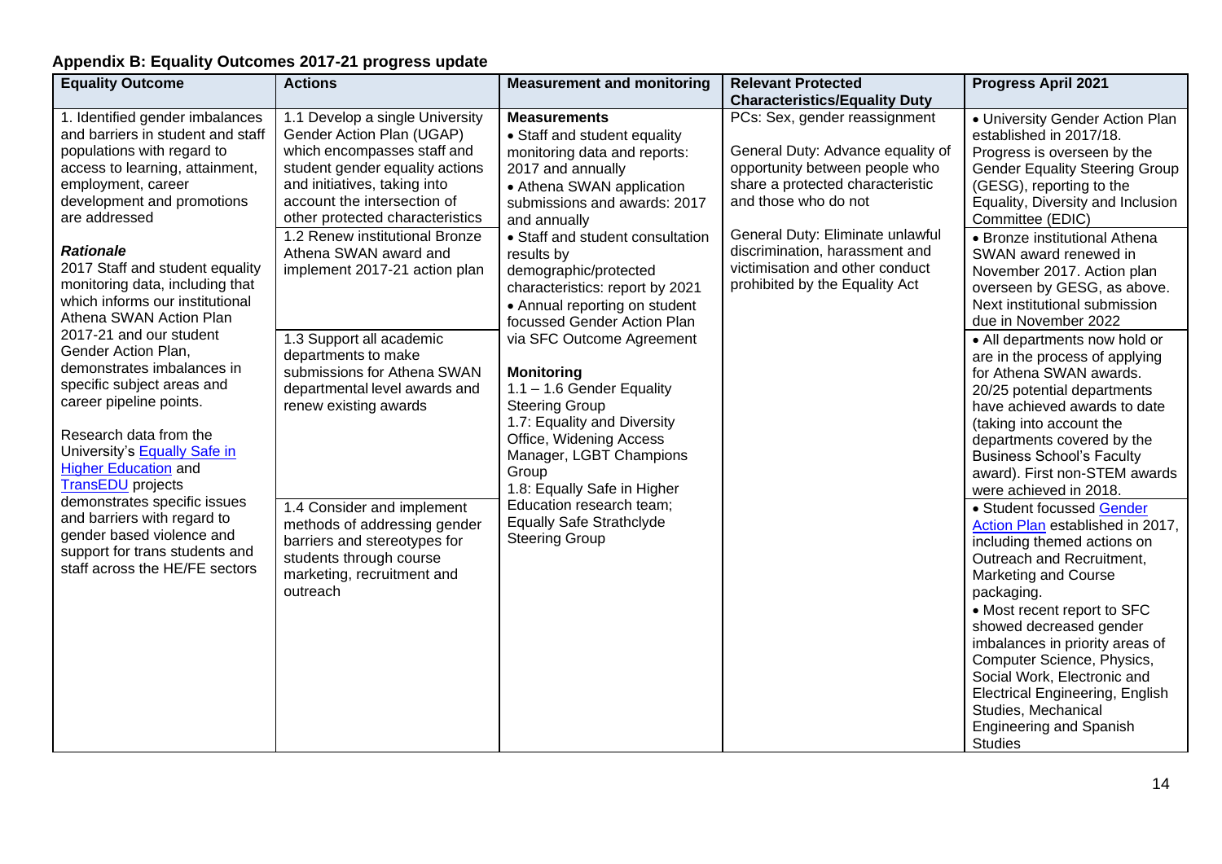## Appendix B: Equality Outcomes 2017-21 progress update

| Equality Outcome | Actions | Measurement and monitoring | Relevant Protected Characteristics/Equality Duty | Progress April 2021 |
|---|---|---|---|---|
| 1. Identified gender imbalances and barriers in student and staff populations with regard to access to learning, attainment, employment, career development and promotions are addressed<br><br>***Rationale***<br>2017 Staff and student equality monitoring data, including that which informs our institutional Athena SWAN Action Plan 2017-21 and our student Gender Action Plan, demonstrates imbalances in specific subject areas and career pipeline points.<br><br>Research data from the University's [Equally Safe in Higher Education]() and [TransEDU]() projects demonstrates specific issues and barriers with regard to gender based violence and support for trans students and staff across the HE/FE sectors | 1.1 Develop a single University Gender Action Plan (UGAP) which encompasses staff and student gender equality actions and initiatives, taking into account the intersection of other protected characteristics<br><br>1.2 Renew institutional Bronze Athena SWAN award and implement 2017-21 action plan<br><br>1.3 Support all academic departments to make submissions for Athena SWAN departmental level awards and renew existing awards<br><br>1.4 Consider and implement methods of addressing gender barriers and stereotypes for students through course marketing, recruitment and outreach | **Measurements**<br>• Staff and student equality monitoring data and reports: 2017 and annually<br>• Athena SWAN application submissions and awards: 2017 and annually<br>• Staff and student consultation results by demographic/protected characteristics: report by 2021<br>• Annual reporting on student focussed Gender Action Plan via SFC Outcome Agreement<br><br>**Monitoring**<br>1.1 – 1.6 Gender Equality Steering Group<br>1.7: Equality and Diversity Office, Widening Access Manager, LGBT Champions Group<br>1.8: Equally Safe in Higher Education research team; Equally Safe Strathclyde Steering Group | PCs: Sex, gender reassignment<br><br>General Duty: Advance equality of opportunity between people who share a protected characteristic and those who do not<br><br>General Duty: Eliminate unlawful discrimination, harassment and victimisation and other conduct prohibited by the Equality Act | • University Gender Action Plan established in 2017/18. Progress is overseen by the Gender Equality Steering Group (GESG), reporting to the Equality, Diversity and Inclusion Committee (EDIC)<br><br>• Bronze institutional Athena SWAN award renewed in November 2017. Action plan overseen by GESG, as above. Next institutional submission due in November 2022<br><br>• All departments now hold or are in the process of applying for Athena SWAN awards. 20/25 potential departments have achieved awards to date (taking into account the departments covered by the Business School's Faculty award). First non-STEM awards were achieved in 2018.<br><br>• Student focussed [Gender Action Plan]() established in 2017, including themed actions on Outreach and Recruitment, Marketing and Course packaging.<br>• Most recent report to SFC showed decreased gender imbalances in priority areas of Computer Science, Physics, Social Work, Electronic and Electrical Engineering, English Studies, Mechanical Engineering and Spanish Studies |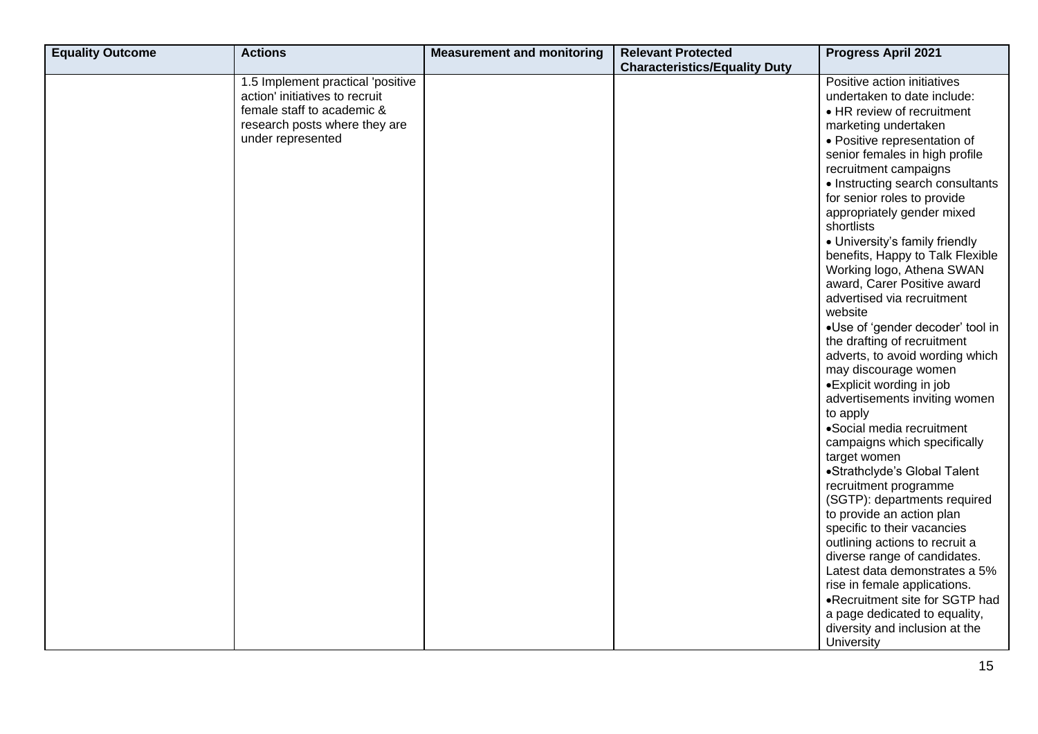| Equality Outcome | Actions | Measurement and monitoring | Relevant Protected Characteristics/Equality Duty | Progress April 2021 |
|---|---|---|---|---|
| | 1.5 Implement practical 'positive action' initiatives to recruit female staff to academic & research posts where they are under represented | | | Positive action initiatives undertaken to date include:<br>• HR review of recruitment marketing undertaken<br>• Positive representation of senior females in high profile recruitment campaigns<br>• Instructing search consultants for senior roles to provide appropriately gender mixed shortlists<br>• University's family friendly benefits, Happy to Talk Flexible Working logo, Athena SWAN award, Carer Positive award advertised via recruitment website<br>• Use of 'gender decoder' tool in the drafting of recruitment adverts, to avoid wording which may discourage women<br>• Explicit wording in job advertisements inviting women to apply<br>• Social media recruitment campaigns which specifically target women<br>• Strathclyde's Global Talent recruitment programme (SGTP): departments required to provide an action plan specific to their vacancies outlining actions to recruit a diverse range of candidates. Latest data demonstrates a 5% rise in female applications.<br>• Recruitment site for SGTP had a page dedicated to equality, diversity and inclusion at the University |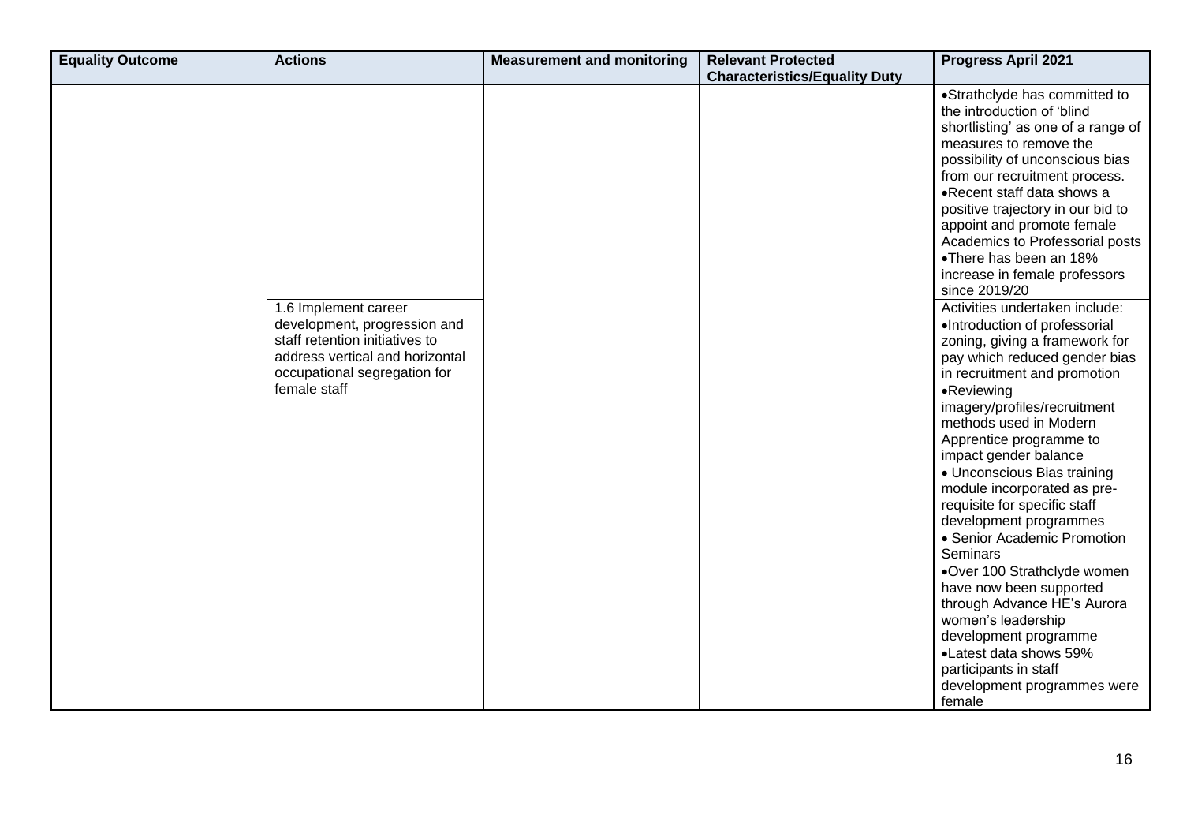| Equality Outcome | Actions | Measurement and monitoring | Relevant Protected Characteristics/Equality Duty | Progress April 2021 |
|---|---|---|---|---|
| | | | | •Strathclyde has committed to the introduction of 'blind shortlisting' as one of a range of measures to remove the possibility of unconscious bias from our recruitment process.<br>•Recent staff data shows a positive trajectory in our bid to appoint and promote female Academics to Professorial posts<br>•There has been an 18% increase in female professors since 2019/20 |
| | 1.6 Implement career development, progression and staff retention initiatives to address vertical and horizontal occupational segregation for female staff | | | Activities undertaken include:<br>•Introduction of professorial zoning, giving a framework for pay which reduced gender bias in recruitment and promotion<br>•Reviewing imagery/profiles/recruitment methods used in Modern Apprentice programme to impact gender balance<br>• Unconscious Bias training module incorporated as pre-requisite for specific staff development programmes<br>• Senior Academic Promotion Seminars<br>•Over 100 Strathclyde women have now been supported through Advance HE's Aurora women's leadership development programme<br>•Latest data shows 59% participants in staff development programmes were female |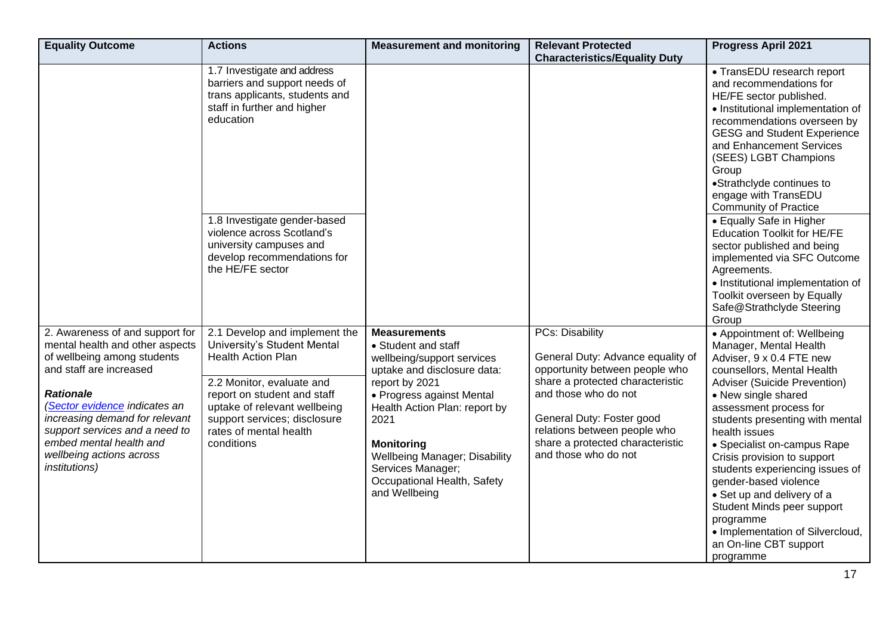| Equality Outcome | Actions | Measurement and monitoring | Relevant Protected Characteristics/Equality Duty | Progress April 2021 |
|---|---|---|---|---|
| | 1.7 Investigate and address barriers and support needs of trans applicants, students and staff in further and higher education | | | • TransEDU research report and recommendations for HE/FE sector published.<br>• Institutional implementation of recommendations overseen by GESG and Student Experience and Enhancement Services (SEES) LGBT Champions Group<br>•Strathclyde continues to engage with TransEDU Community of Practice |
| | 1.8 Investigate gender-based violence across Scotland's university campuses and develop recommendations for the HE/FE sector | | | • Equally Safe in Higher Education Toolkit for HE/FE sector published and being implemented via SFC Outcome Agreements.<br>• Institutional implementation of Toolkit overseen by Equally Safe@Strathclyde Steering Group |
| 2. Awareness of and support for mental health and other aspects of wellbeing among students and staff are increased<br><br>***Rationale***<br>*([Sector evidence]() indicates an increasing demand for relevant support services and a need to embed mental health and wellbeing actions across institutions)* | 2.1 Develop and implement the University's Student Mental Health Action Plan<br><br>2.2 Monitor, evaluate and report on student and staff uptake of relevant wellbeing support services; disclosure rates of mental health conditions | **Measurements**<br>• Student and staff wellbeing/support services uptake and disclosure data: report by 2021<br>• Progress against Mental Health Action Plan: report by 2021<br><br>**Monitoring**<br>Wellbeing Manager; Disability Services Manager; Occupational Health, Safety and Wellbeing | PCs: Disability<br><br>General Duty: Advance equality of opportunity between people who share a protected characteristic and those who do not<br><br>General Duty: Foster good relations between people who share a protected characteristic and those who do not | • Appointment of: Wellbeing Manager, Mental Health Adviser, 9 x 0.4 FTE new counsellors, Mental Health Adviser (Suicide Prevention)<br>• New single shared assessment process for students presenting with mental health issues<br>• Specialist on-campus Rape Crisis provision to support students experiencing issues of gender-based violence<br>• Set up and delivery of a Student Minds peer support programme<br>• Implementation of Silvercloud, an On-line CBT support programme |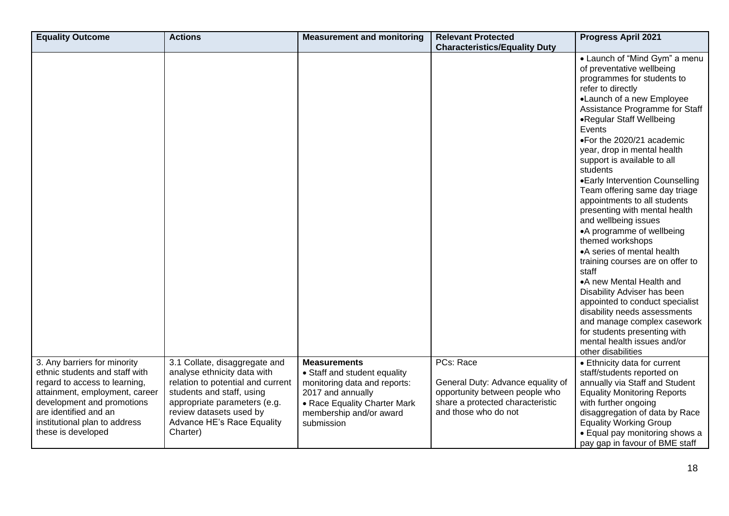| Equality Outcome | Actions | Measurement and monitoring | Relevant Protected Characteristics/Equality Duty | Progress April 2021 |
|---|---|---|---|---|
| | | | | • Launch of "Mind Gym" a menu of preventative wellbeing programmes for students to refer to directly<br>• Launch of a new Employee Assistance Programme for Staff<br>• Regular Staff Wellbeing Events<br>• For the 2020/21 academic year, drop in mental health support is available to all students<br>• Early Intervention Counselling Team offering same day triage appointments to all students presenting with mental health and wellbeing issues<br>• A programme of wellbeing themed workshops<br>• A series of mental health training courses are on offer to staff<br>• A new Mental Health and Disability Adviser has been appointed to conduct specialist disability needs assessments and manage complex casework for students presenting with mental health issues and/or other disabilities |
| 3. Any barriers for minority ethnic students and staff with regard to access to learning, attainment, employment, career development and promotions are identified and an institutional plan to address these is developed | 3.1 Collate, disaggregate and analyse ethnicity data with relation to potential and current students and staff, using appropriate parameters (e.g. review datasets used by Advance HE's Race Equality Charter) | **Measurements**<br>• Staff and student equality monitoring data and reports: 2017 and annually<br>• Race Equality Charter Mark membership and/or award submission | PCs: Race<br><br>General Duty: Advance equality of opportunity between people who share a protected characteristic and those who do not | • Ethnicity data for current staff/students reported on annually via Staff and Student Equality Monitoring Reports with further ongoing disaggregation of data by Race Equality Working Group<br>• Equal pay monitoring shows a pay gap in favour of BME staff |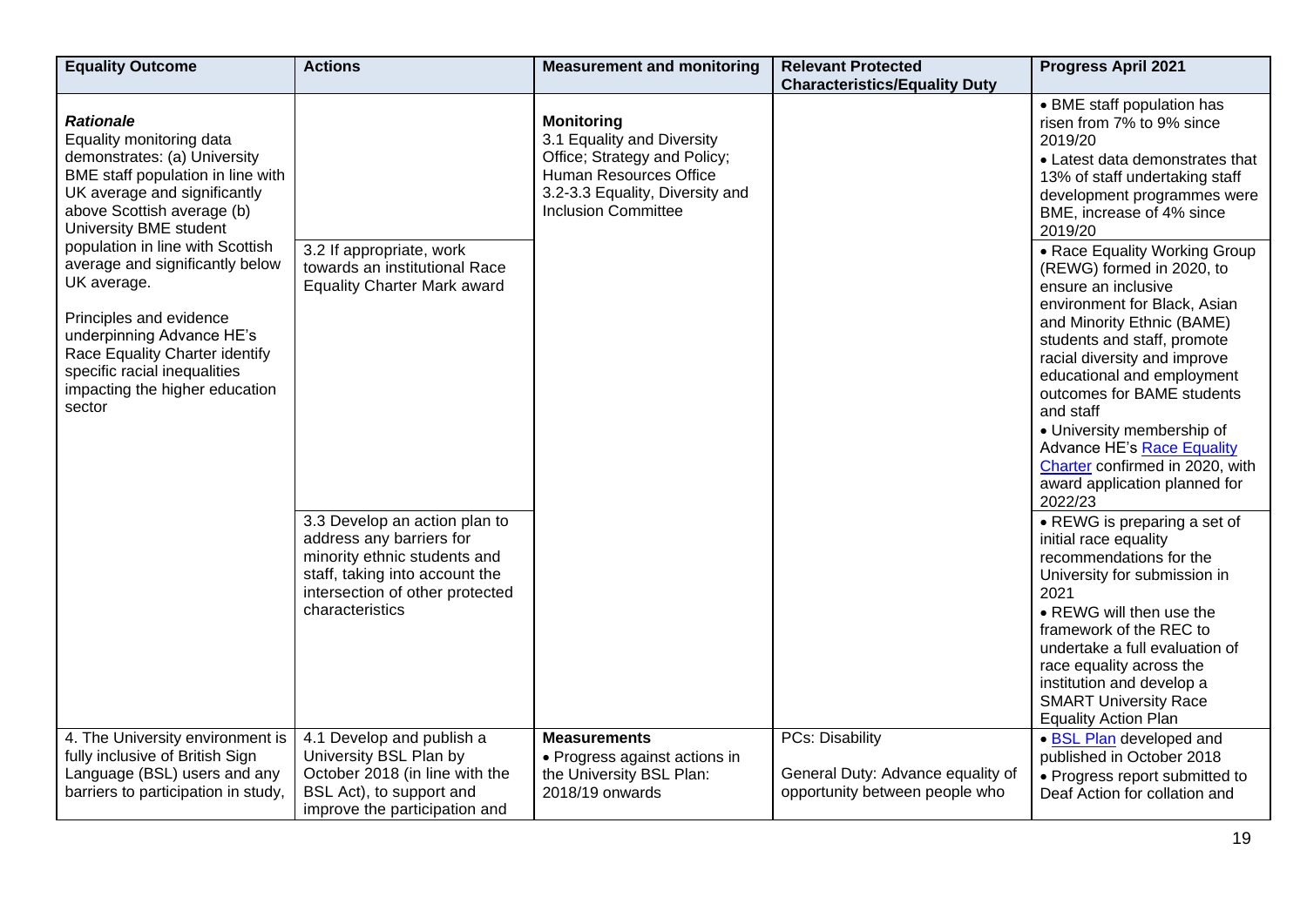| Equality Outcome | Actions | Measurement and monitoring | Relevant Protected Characteristics/Equality Duty | Progress April 2021 |
|---|---|---|---|---|
| ***Rationale*** Equality monitoring data demonstrates: (a) University BME staff population in line with UK average and significantly above Scottish average (b) University BME student population in line with Scottish average and significantly below UK average. Principles and evidence underpinning Advance HE's Race Equality Charter identify specific racial inequalities impacting the higher education sector | | **Monitoring** 3.1 Equality and Diversity Office; Strategy and Policy; Human Resources Office 3.2-3.3 Equality, Diversity and Inclusion Committee | | • BME staff population has risen from 7% to 9% since 2019/20 • Latest data demonstrates that 13% of staff undertaking staff development programmes were BME, increase of 4% since 2019/20 |
| | 3.2 If appropriate, work towards an institutional Race Equality Charter Mark award | | | • Race Equality Working Group (REWG) formed in 2020, to ensure an inclusive environment for Black, Asian and Minority Ethnic (BAME) students and staff, promote racial diversity and improve educational and employment outcomes for BAME students and staff • University membership of Advance HE's Race Equality Charter confirmed in 2020, with award application planned for 2022/23 |
| | 3.3 Develop an action plan to address any barriers for minority ethnic students and staff, taking into account the intersection of other protected characteristics | | | • REWG is preparing a set of initial race equality recommendations for the University for submission in 2021 • REWG will then use the framework of the REC to undertake a full evaluation of race equality across the institution and develop a SMART University Race Equality Action Plan |
| 4. The University environment is fully inclusive of British Sign Language (BSL) users and any barriers to participation in study, | 4.1 Develop and publish a University BSL Plan by October 2018 (in line with the BSL Act), to support and improve the participation and | **Measurements** • Progress against actions in the University BSL Plan: 2018/19 onwards | PCs: Disability General Duty: Advance equality of opportunity between people who | • BSL Plan developed and published in October 2018 • Progress report submitted to Deaf Action for collation and |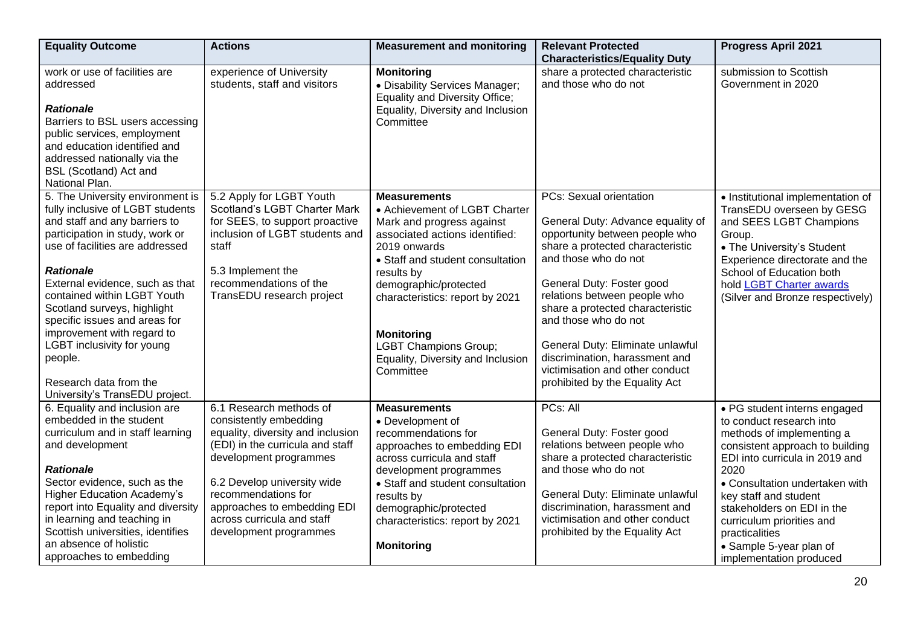| Equality Outcome | Actions | Measurement and monitoring | Relevant Protected Characteristics/Equality Duty | Progress April 2021 |
|---|---|---|---|---|
| work or use of facilities are addressed<br><br>***Rationale***<br>Barriers to BSL users accessing public services, employment and education identified and addressed nationally via the BSL (Scotland) Act and National Plan. | experience of University students, staff and visitors | **Monitoring**<br>• Disability Services Manager; Equality and Diversity Office; Equality, Diversity and Inclusion Committee | share a protected characteristic and those who do not | submission to Scottish Government in 2020 |
| 5. The University environment is fully inclusive of LGBT students and staff and any barriers to participation in study, work or use of facilities are addressed<br><br>***Rationale***<br>External evidence, such as that contained within LGBT Youth Scotland surveys, highlight specific issues and areas for improvement with regard to LGBT inclusivity for young people.<br><br>Research data from the University's TransEDU project. | 5.2 Apply for LGBT Youth Scotland's LGBT Charter Mark for SEES, to support proactive inclusion of LGBT students and staff<br><br>5.3 Implement the recommendations of the TransEDU research project | **Measurements**<br>• Achievement of LGBT Charter Mark and progress against associated actions identified: 2019 onwards<br>• Staff and student consultation results by demographic/protected characteristics: report by 2021<br><br>**Monitoring**<br>LGBT Champions Group; Equality, Diversity and Inclusion Committee | PCs: Sexual orientation<br><br>General Duty: Advance equality of opportunity between people who share a protected characteristic and those who do not<br><br>General Duty: Foster good relations between people who share a protected characteristic and those who do not<br><br>General Duty: Eliminate unlawful discrimination, harassment and victimisation and other conduct prohibited by the Equality Act | • Institutional implementation of TransEDU overseen by GESG and SEES LGBT Champions Group.<br>• The University's Student Experience directorate and the School of Education both hold [LGBT Charter awards](#) (Silver and Bronze respectively) |
| 6. Equality and inclusion are embedded in the student curriculum and in staff learning and development<br><br>***Rationale***<br>Sector evidence, such as the Higher Education Academy's report into Equality and diversity in learning and teaching in Scottish universities, identifies an absence of holistic approaches to embedding | 6.1 Research methods of consistently embedding equality, diversity and inclusion (EDI) in the curricula and staff development programmes<br><br>6.2 Develop university wide recommendations for approaches to embedding EDI across curricula and staff development programmes | **Measurements**<br>• Development of recommendations for approaches to embedding EDI across curricula and staff development programmes<br>• Staff and student consultation results by demographic/protected characteristics: report by 2021<br><br>**Monitoring** | PCs: All<br><br>General Duty: Foster good relations between people who share a protected characteristic and those who do not<br><br>General Duty: Eliminate unlawful discrimination, harassment and victimisation and other conduct prohibited by the Equality Act | • PG student interns engaged to conduct research into methods of implementing a consistent approach to building EDI into curricula in 2019 and 2020<br>• Consultation undertaken with key staff and student stakeholders on EDI in the curriculum priorities and practicalities<br>• Sample 5-year plan of implementation produced |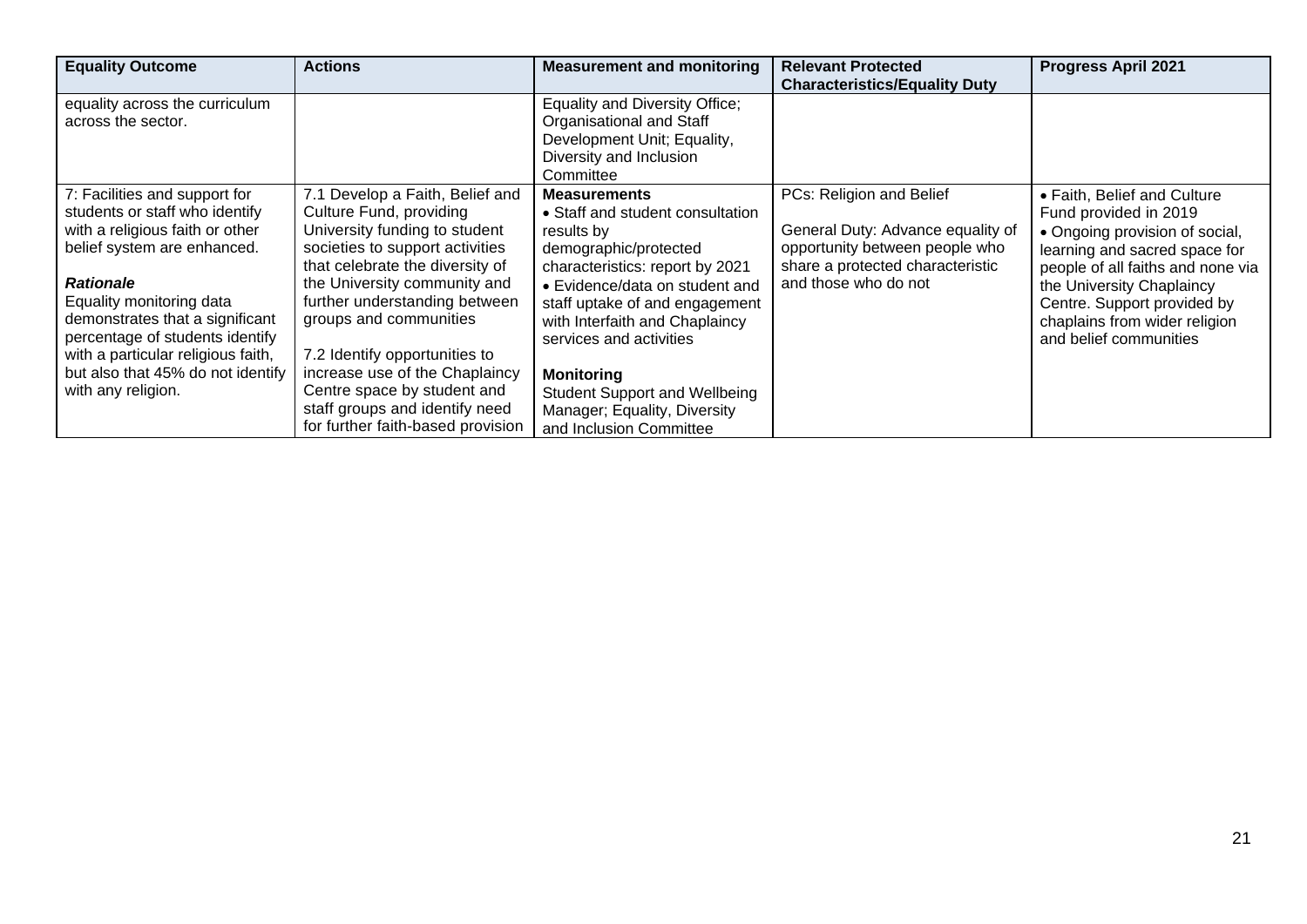| Equality Outcome | Actions | Measurement and monitoring | Relevant Protected Characteristics/Equality Duty | Progress April 2021 |
|---|---|---|---|---|
| equality across the curriculum across the sector. | | Equality and Diversity Office; Organisational and Staff Development Unit; Equality, Diversity and Inclusion Committee | | |
| 7: Facilities and support for students or staff who identify with a religious faith or other belief system are enhanced.<br><br>***Rationale***<br>Equality monitoring data demonstrates that a significant percentage of students identify with a particular religious faith, but also that 45% do not identify with any religion. | 7.1 Develop a Faith, Belief and Culture Fund, providing University funding to student societies to support activities that celebrate the diversity of the University community and further understanding between groups and communities<br><br>7.2 Identify opportunities to increase use of the Chaplaincy Centre space by student and staff groups and identify need for further faith-based provision | **Measurements**<br>• Staff and student consultation results by demographic/protected characteristics: report by 2021<br>• Evidence/data on student and staff uptake of and engagement with Interfaith and Chaplaincy services and activities<br><br>**Monitoring**<br>Student Support and Wellbeing Manager; Equality, Diversity and Inclusion Committee | PCs: Religion and Belief<br><br>General Duty: Advance equality of opportunity between people who share a protected characteristic and those who do not | • Faith, Belief and Culture Fund provided in 2019<br>• Ongoing provision of social, learning and sacred space for people of all faiths and none via the University Chaplaincy Centre. Support provided by chaplains from wider religion and belief communities |